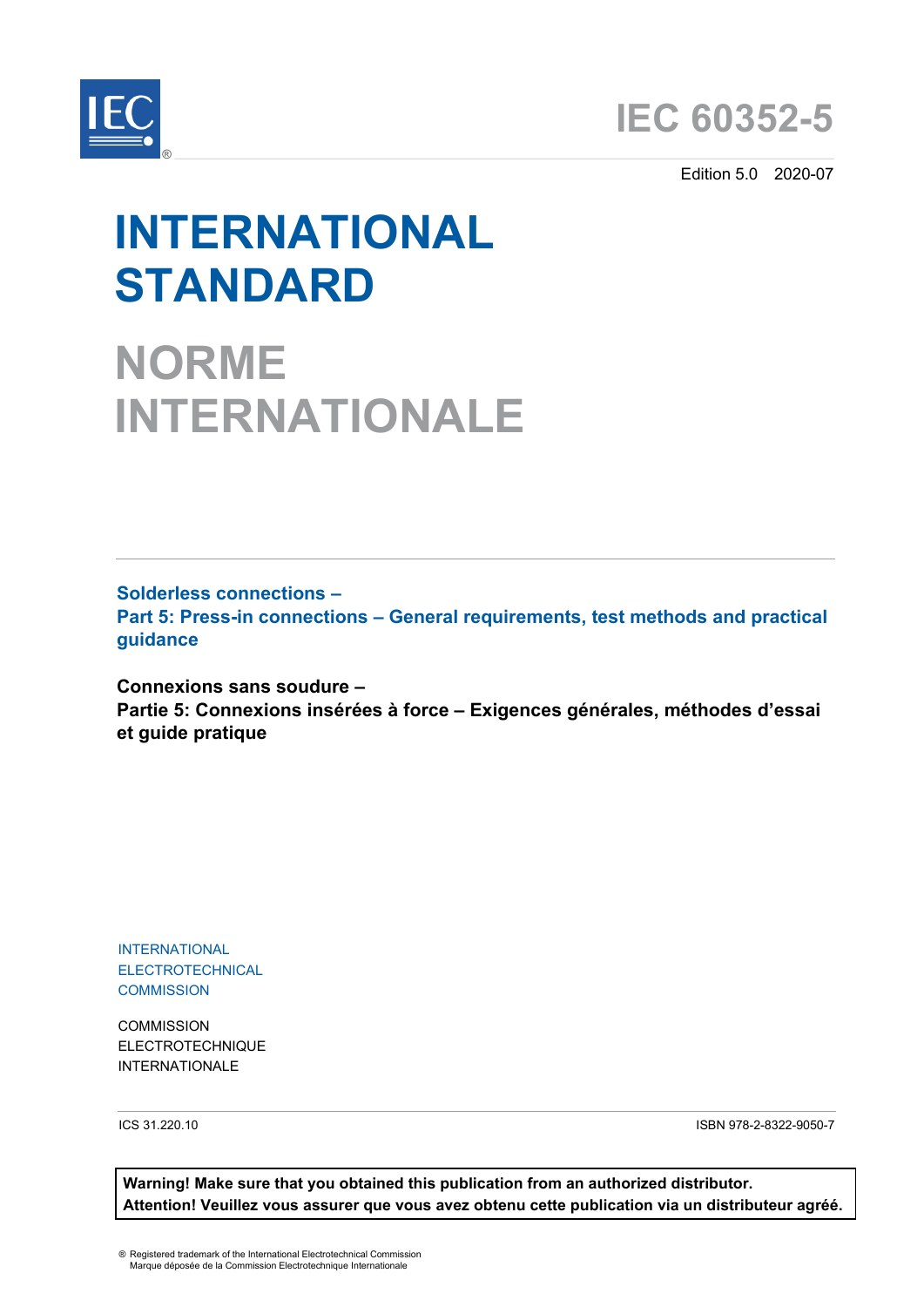IEC®

# IEC 60352-5

Edition 5.0 2020-07

# INTERNATIONAL STANDARD

# NORME INTERNATIONALE

**Solderless connections –**
**Part 5: Press-in connections – General requirements, test methods and practical guidance**

**Connexions sans soudure –**
**Partie 5: Connexions insérées à force – Exigences générales, méthodes d'essai et guide pratique**

INTERNATIONAL
ELECTROTECHNICAL
COMMISSION

COMMISSION
ELECTROTECHNIQUE
INTERNATIONALE

ICS 31.220.10

ISBN 978-2-8322-9050-7

**Warning! Make sure that you obtained this publication from an authorized distributor.**
**Attention! Veuillez vous assurer que vous avez obtenu cette publication via un distributeur agréé.**

® Registered trademark of the International Electrotechnical Commission
Marque déposée de la Commission Electrotechnique Internationale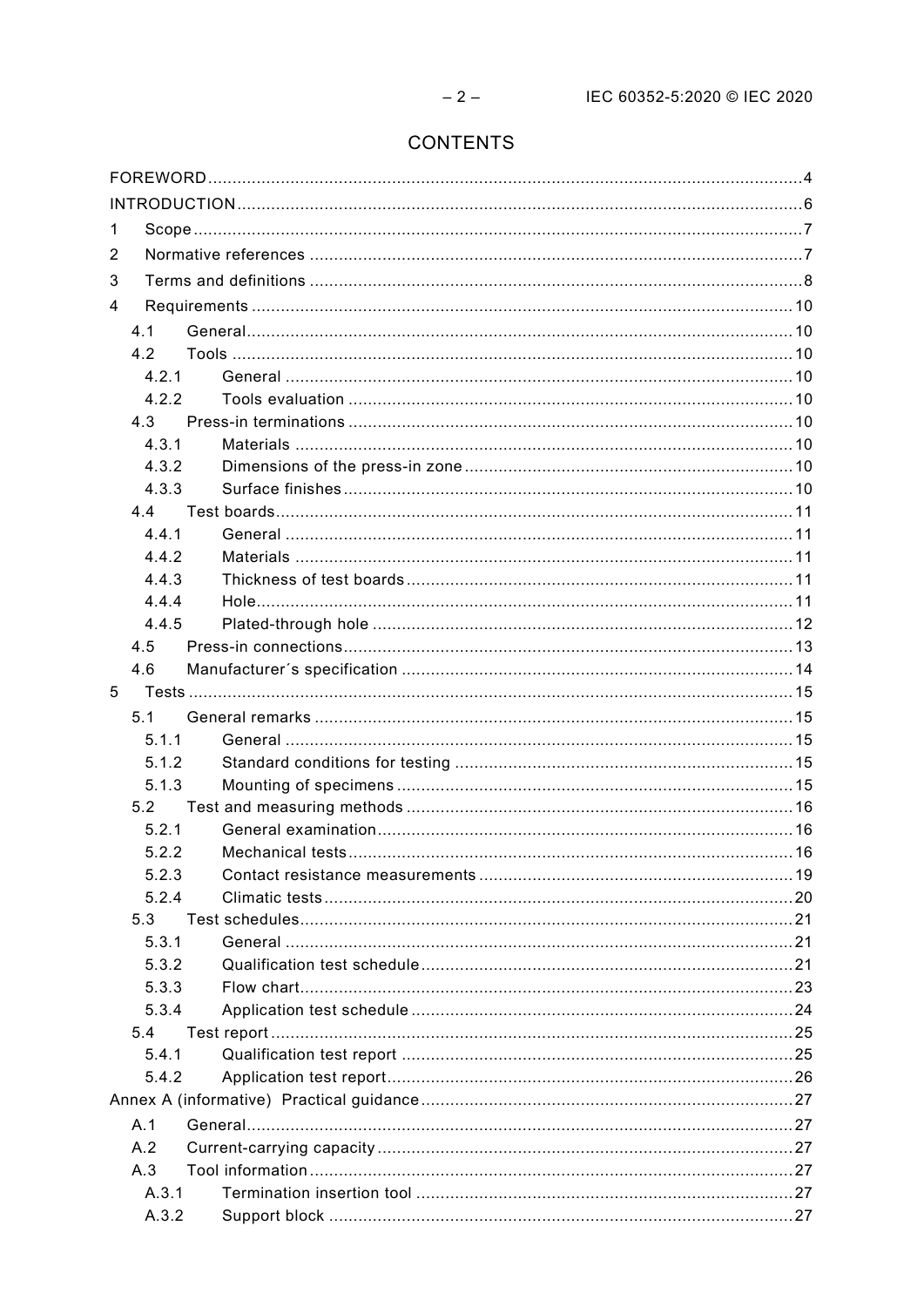# CONTENTS

FOREWORD ... 4
INTRODUCTION ... 6
1 Scope ... 7
2 Normative references ... 7
3 Terms and definitions ... 8
4 Requirements ... 10
4.1 General ... 10
4.2 Tools ... 10
4.2.1 General ... 10
4.2.2 Tools evaluation ... 10
4.3 Press-in terminations ... 10
4.3.1 Materials ... 10
4.3.2 Dimensions of the press-in zone ... 10
4.3.3 Surface finishes ... 10
4.4 Test boards ... 11
4.4.1 General ... 11
4.4.2 Materials ... 11
4.4.3 Thickness of test boards ... 11
4.4.4 Hole ... 11
4.4.5 Plated-through hole ... 12
4.5 Press-in connections ... 13
4.6 Manufacturer´s specification ... 14
5 Tests ... 15
5.1 General remarks ... 15
5.1.1 General ... 15
5.1.2 Standard conditions for testing ... 15
5.1.3 Mounting of specimens ... 15
5.2 Test and measuring methods ... 16
5.2.1 General examination ... 16
5.2.2 Mechanical tests ... 16
5.2.3 Contact resistance measurements ... 19
5.2.4 Climatic tests ... 20
5.3 Test schedules ... 21
5.3.1 General ... 21
5.3.2 Qualification test schedule ... 21
5.3.3 Flow chart ... 23
5.3.4 Application test schedule ... 24
5.4 Test report ... 25
5.4.1 Qualification test report ... 25
5.4.2 Application test report ... 26
Annex A (informative) Practical guidance ... 27
A.1 General ... 27
A.2 Current-carrying capacity ... 27
A.3 Tool information ... 27
A.3.1 Termination insertion tool ... 27
A.3.2 Support block ... 27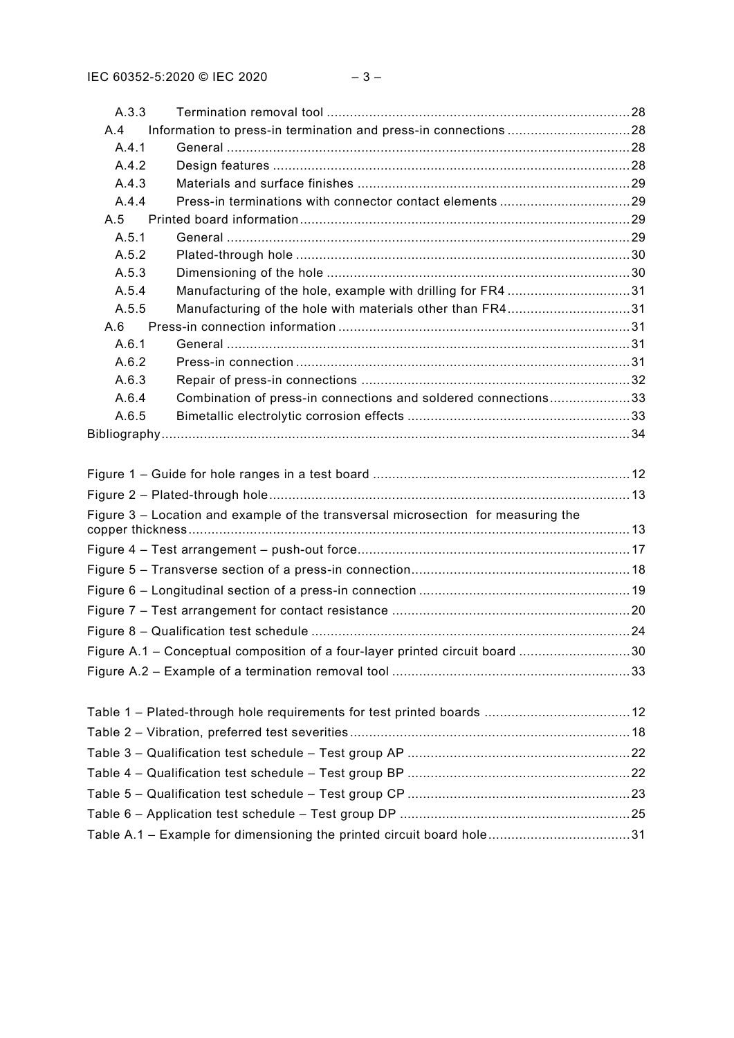A.3.3 Termination removal tool ............................................................................... 28
A.4 Information to press-in termination and press-in connections ................................ 28
A.4.1 General ......................................................................................................... 28
A.4.2 Design features ............................................................................................. 28
A.4.3 Materials and surface finishes ....................................................................... 29
A.4.4 Press-in terminations with connector contact elements .................................. 29
A.5 Printed board information ...................................................................................... 29
A.5.1 General ......................................................................................................... 29
A.5.2 Plated-through hole ....................................................................................... 30
A.5.3 Dimensioning of the hole ............................................................................... 30
A.5.4 Manufacturing of the hole, example with drilling for FR4 ................................ 31
A.5.5 Manufacturing of the hole with materials other than FR4 ................................ 31
A.6 Press-in connection information ............................................................................ 31
A.6.1 General ......................................................................................................... 31
A.6.2 Press-in connection ....................................................................................... 31
A.6.3 Repair of press-in connections ...................................................................... 32
A.6.4 Combination of press-in connections and soldered connections ..................... 33
A.6.5 Bimetallic electrolytic corrosion effects .......................................................... 33
Bibliography .......................................................................................................... 34

Figure 1 – Guide for hole ranges in a test board ................................................................... 12
Figure 2 – Plated-through hole ............................................................................................. 13
Figure 3 – Location and example of the transversal microsection for measuring the copper thickness .................................................................................................................. 13
Figure 4 – Test arrangement – push-out force ....................................................................... 17
Figure 5 – Transverse section of a press-in connection ......................................................... 18
Figure 6 – Longitudinal section of a press-in connection ....................................................... 19
Figure 7 – Test arrangement for contact resistance .............................................................. 20
Figure 8 – Qualification test schedule ................................................................................... 24
Figure A.1 – Conceptual composition of a four-layer printed circuit board ............................. 30
Figure A.2 – Example of a termination removal tool .............................................................. 33

Table 1 – Plated-through hole requirements for test printed boards ...................................... 12
Table 2 – Vibration, preferred test severities ......................................................................... 18
Table 3 – Qualification test schedule – Test group AP .......................................................... 22
Table 4 – Qualification test schedule – Test group BP .......................................................... 22
Table 5 – Qualification test schedule – Test group CP .......................................................... 23
Table 6 – Application test schedule – Test group DP ............................................................ 25
Table A.1 – Example for dimensioning the printed circuit board hole ..................................... 31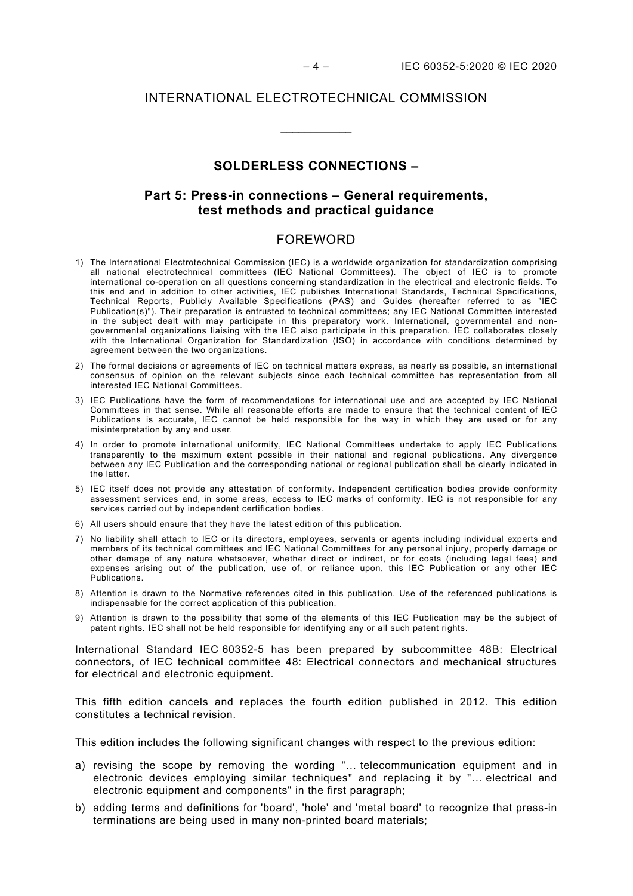# INTERNATIONAL ELECTROTECHNICAL COMMISSION

___________

## SOLDERLESS CONNECTIONS –

## Part 5: Press-in connections – General requirements, test methods and practical guidance

### FOREWORD

1) The International Electrotechnical Commission (IEC) is a worldwide organization for standardization comprising all national electrotechnical committees (IEC National Committees). The object of IEC is to promote international co-operation on all questions concerning standardization in the electrical and electronic fields. To this end and in addition to other activities, IEC publishes International Standards, Technical Specifications, Technical Reports, Publicly Available Specifications (PAS) and Guides (hereafter referred to as "IEC Publication(s)"). Their preparation is entrusted to technical committees; any IEC National Committee interested in the subject dealt with may participate in this preparatory work. International, governmental and non-governmental organizations liaising with the IEC also participate in this preparation. IEC collaborates closely with the International Organization for Standardization (ISO) in accordance with conditions determined by agreement between the two organizations.
2) The formal decisions or agreements of IEC on technical matters express, as nearly as possible, an international consensus of opinion on the relevant subjects since each technical committee has representation from all interested IEC National Committees.
3) IEC Publications have the form of recommendations for international use and are accepted by IEC National Committees in that sense. While all reasonable efforts are made to ensure that the technical content of IEC Publications is accurate, IEC cannot be held responsible for the way in which they are used or for any misinterpretation by any end user.
4) In order to promote international uniformity, IEC National Committees undertake to apply IEC Publications transparently to the maximum extent possible in their national and regional publications. Any divergence between any IEC Publication and the corresponding national or regional publication shall be clearly indicated in the latter.
5) IEC itself does not provide any attestation of conformity. Independent certification bodies provide conformity assessment services and, in some areas, access to IEC marks of conformity. IEC is not responsible for any services carried out by independent certification bodies.
6) All users should ensure that they have the latest edition of this publication.
7) No liability shall attach to IEC or its directors, employees, servants or agents including individual experts and members of its technical committees and IEC National Committees for any personal injury, property damage or other damage of any nature whatsoever, whether direct or indirect, or for costs (including legal fees) and expenses arising out of the publication, use of, or reliance upon, this IEC Publication or any other IEC Publications.
8) Attention is drawn to the Normative references cited in this publication. Use of the referenced publications is indispensable for the correct application of this publication.
9) Attention is drawn to the possibility that some of the elements of this IEC Publication may be the subject of patent rights. IEC shall not be held responsible for identifying any or all such patent rights.

International Standard IEC 60352-5 has been prepared by subcommittee 48B: Electrical connectors, of IEC technical committee 48: Electrical connectors and mechanical structures for electrical and electronic equipment.

This fifth edition cancels and replaces the fourth edition published in 2012. This edition constitutes a technical revision.

This edition includes the following significant changes with respect to the previous edition:

a) revising the scope by removing the wording "... telecommunication equipment and in electronic devices employing similar techniques" and replacing it by "... electrical and electronic equipment and components" in the first paragraph;
b) adding terms and definitions for 'board', 'hole' and 'metal board' to recognize that press-in terminations are being used in many non-printed board materials;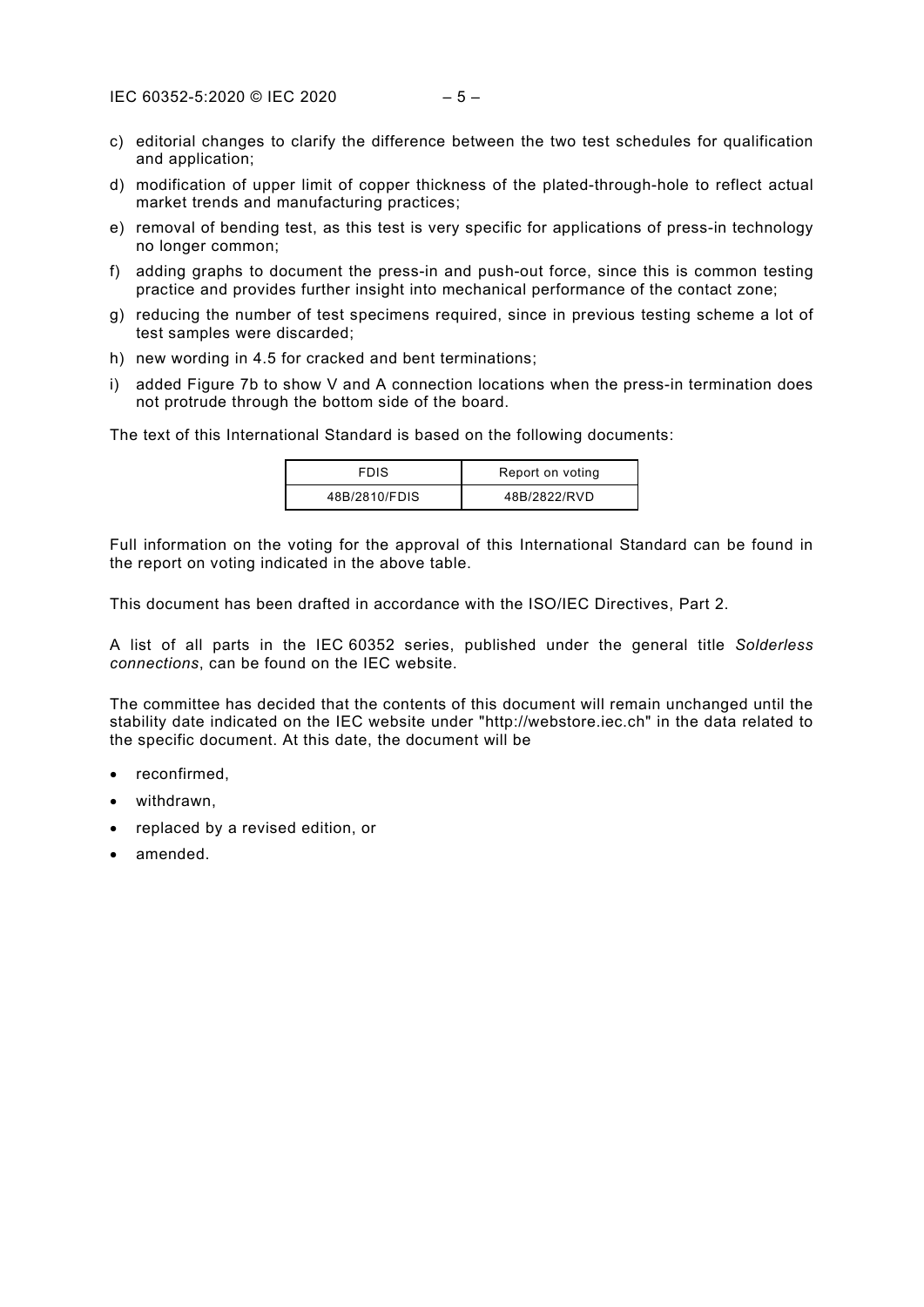c) editorial changes to clarify the difference between the two test schedules for qualification and application;

d) modification of upper limit of copper thickness of the plated-through-hole to reflect actual market trends and manufacturing practices;

e) removal of bending test, as this test is very specific for applications of press-in technology no longer common;

f) adding graphs to document the press-in and push-out force, since this is common testing practice and provides further insight into mechanical performance of the contact zone;

g) reducing the number of test specimens required, since in previous testing scheme a lot of test samples were discarded;

h) new wording in 4.5 for cracked and bent terminations;

i) added Figure 7b to show V and A connection locations when the press-in termination does not protrude through the bottom side of the board.

The text of this International Standard is based on the following documents:

| FDIS | Report on voting |
| --- | --- |
| 48B/2810/FDIS | 48B/2822/RVD |

Full information on the voting for the approval of this International Standard can be found in the report on voting indicated in the above table.

This document has been drafted in accordance with the ISO/IEC Directives, Part 2.

A list of all parts in the IEC 60352 series, published under the general title *Solderless connections*, can be found on the IEC website.

The committee has decided that the contents of this document will remain unchanged until the stability date indicated on the IEC website under "http://webstore.iec.ch" in the data related to the specific document. At this date, the document will be

- reconfirmed,
- withdrawn,
- replaced by a revised edition, or
- amended.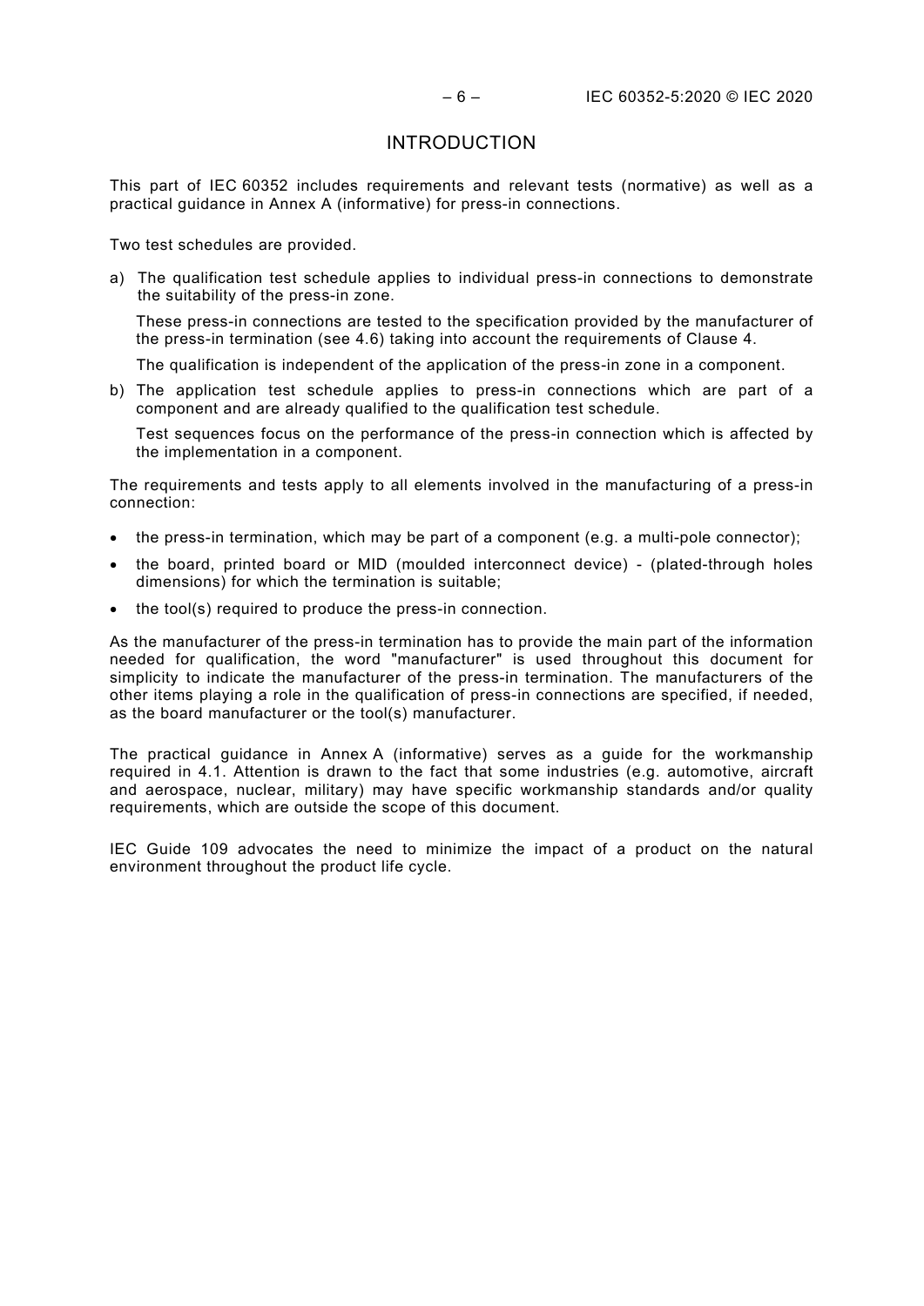# INTRODUCTION

This part of IEC 60352 includes requirements and relevant tests (normative) as well as a practical guidance in Annex A (informative) for press-in connections.

Two test schedules are provided.

a) The qualification test schedule applies to individual press-in connections to demonstrate the suitability of the press-in zone.

   These press-in connections are tested to the specification provided by the manufacturer of the press-in termination (see 4.6) taking into account the requirements of Clause 4.

   The qualification is independent of the application of the press-in zone in a component.

b) The application test schedule applies to press-in connections which are part of a component and are already qualified to the qualification test schedule.

   Test sequences focus on the performance of the press-in connection which is affected by the implementation in a component.

The requirements and tests apply to all elements involved in the manufacturing of a press-in connection:

- the press-in termination, which may be part of a component (e.g. a multi-pole connector);
- the board, printed board or MID (moulded interconnect device) - (plated-through holes dimensions) for which the termination is suitable;
- the tool(s) required to produce the press-in connection.

As the manufacturer of the press-in termination has to provide the main part of the information needed for qualification, the word "manufacturer" is used throughout this document for simplicity to indicate the manufacturer of the press-in termination. The manufacturers of the other items playing a role in the qualification of press-in connections are specified, if needed, as the board manufacturer or the tool(s) manufacturer.

The practical guidance in Annex A (informative) serves as a guide for the workmanship required in 4.1. Attention is drawn to the fact that some industries (e.g. automotive, aircraft and aerospace, nuclear, military) may have specific workmanship standards and/or quality requirements, which are outside the scope of this document.

IEC Guide 109 advocates the need to minimize the impact of a product on the natural environment throughout the product life cycle.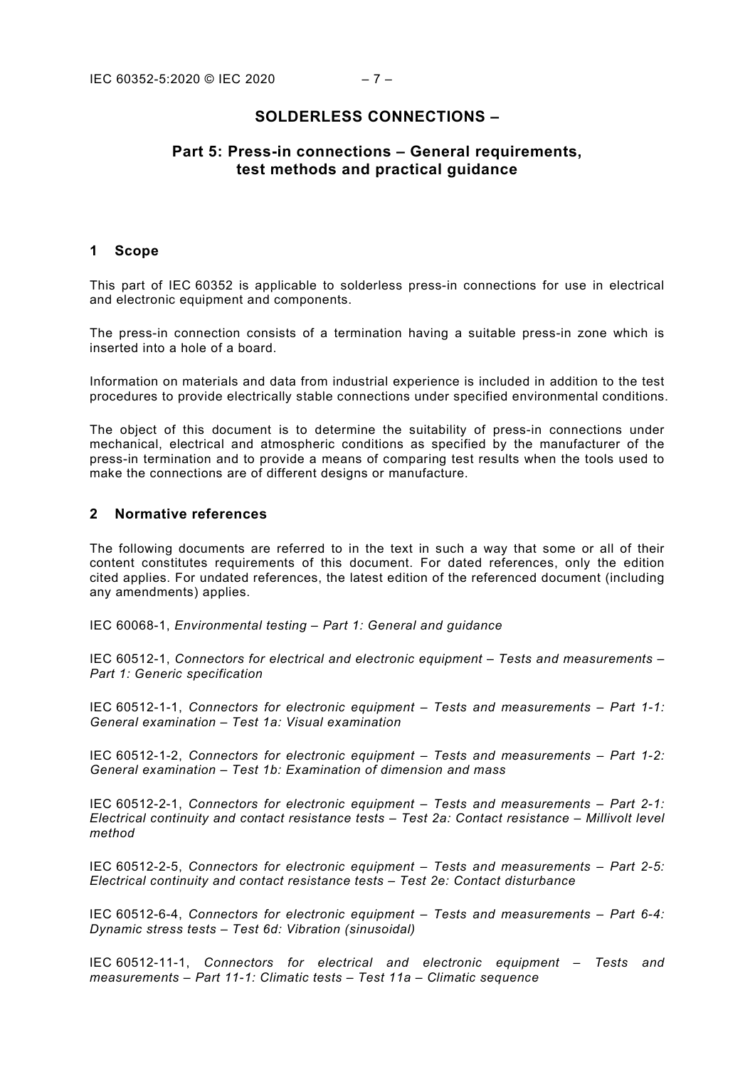# SOLDERLESS CONNECTIONS –

# Part 5: Press-in connections – General requirements, test methods and practical guidance

## 1 Scope

This part of IEC 60352 is applicable to solderless press-in connections for use in electrical and electronic equipment and components.

The press-in connection consists of a termination having a suitable press-in zone which is inserted into a hole of a board.

Information on materials and data from industrial experience is included in addition to the test procedures to provide electrically stable connections under specified environmental conditions.

The object of this document is to determine the suitability of press-in connections under mechanical, electrical and atmospheric conditions as specified by the manufacturer of the press-in termination and to provide a means of comparing test results when the tools used to make the connections are of different designs or manufacture.

## 2 Normative references

The following documents are referred to in the text in such a way that some or all of their content constitutes requirements of this document. For dated references, only the edition cited applies. For undated references, the latest edition of the referenced document (including any amendments) applies.

IEC 60068-1, *Environmental testing – Part 1: General and guidance*

IEC 60512-1, *Connectors for electrical and electronic equipment – Tests and measurements – Part 1: Generic specification*

IEC 60512-1-1, *Connectors for electronic equipment – Tests and measurements – Part 1-1: General examination – Test 1a: Visual examination*

IEC 60512-1-2, *Connectors for electronic equipment – Tests and measurements – Part 1-2: General examination – Test 1b: Examination of dimension and mass*

IEC 60512-2-1, *Connectors for electronic equipment – Tests and measurements – Part 2-1: Electrical continuity and contact resistance tests – Test 2a: Contact resistance – Millivolt level method*

IEC 60512-2-5, *Connectors for electronic equipment – Tests and measurements – Part 2-5: Electrical continuity and contact resistance tests – Test 2e: Contact disturbance*

IEC 60512-6-4, *Connectors for electronic equipment – Tests and measurements – Part 6-4: Dynamic stress tests – Test 6d: Vibration (sinusoidal)*

IEC 60512-11-1, *Connectors for electrical and electronic equipment – Tests and measurements – Part 11-1: Climatic tests – Test 11a – Climatic sequence*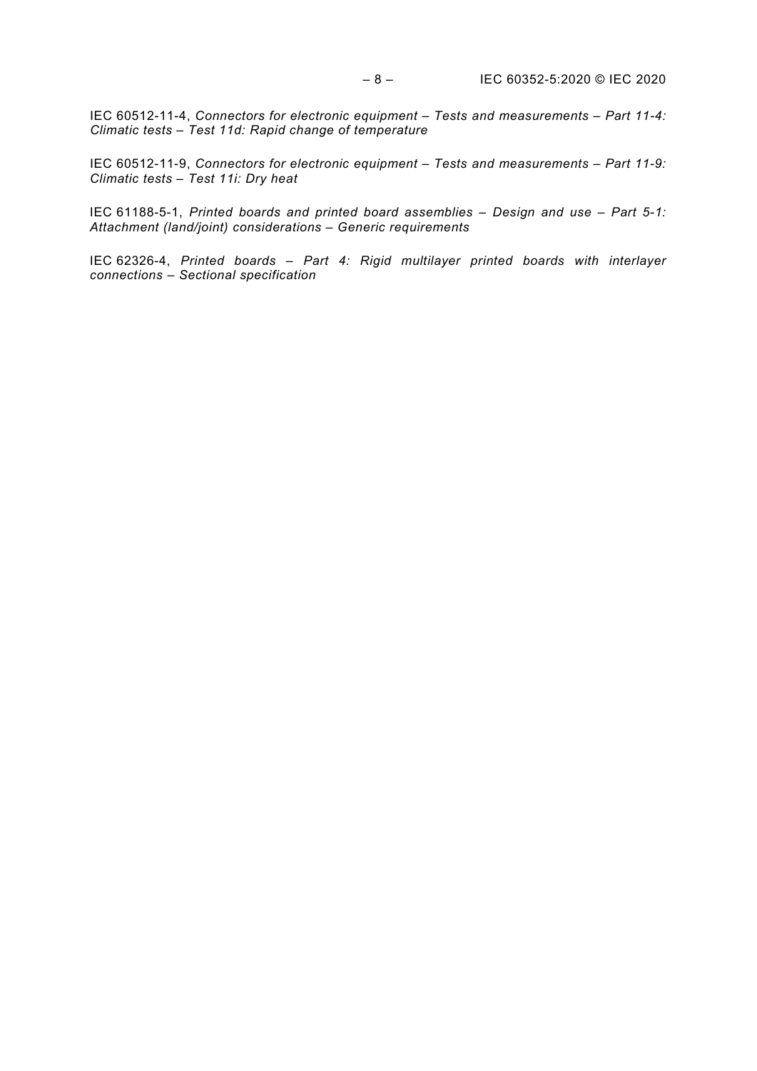IEC 60512-11-4, *Connectors for electronic equipment – Tests and measurements – Part 11-4: Climatic tests – Test 11d: Rapid change of temperature*

IEC 60512-11-9, *Connectors for electronic equipment – Tests and measurements – Part 11-9: Climatic tests – Test 11i: Dry heat*

IEC 61188-5-1, *Printed boards and printed board assemblies – Design and use – Part 5-1: Attachment (land/joint) considerations – Generic requirements*

IEC 62326-4, *Printed boards – Part 4: Rigid multilayer printed boards with interlayer connections – Sectional specification*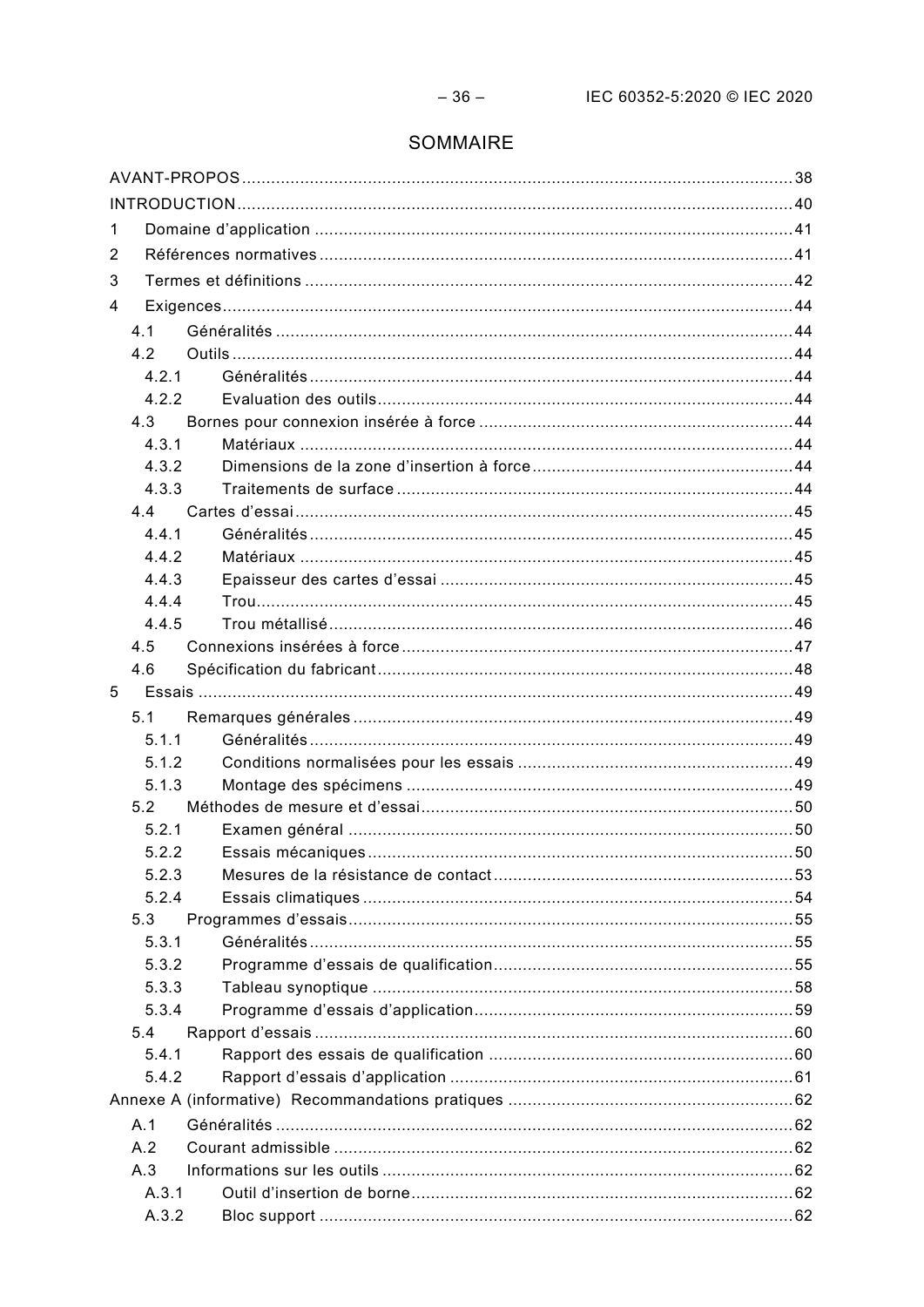# SOMMAIRE

AVANT-PROPOS .......... 38
INTRODUCTION .......... 40
1 Domaine d'application .......... 41
2 Références normatives .......... 41
3 Termes et définitions .......... 42
4 Exigences .......... 44
- 4.1 Généralités .......... 44
- 4.2 Outils .......... 44
  - 4.2.1 Généralités .......... 44
  - 4.2.2 Evaluation des outils .......... 44
- 4.3 Bornes pour connexion insérée à force .......... 44
  - 4.3.1 Matériaux .......... 44
  - 4.3.2 Dimensions de la zone d'insertion à force .......... 44
  - 4.3.3 Traitements de surface .......... 44
- 4.4 Cartes d'essai .......... 45
  - 4.4.1 Généralités .......... 45
  - 4.4.2 Matériaux .......... 45
  - 4.4.3 Epaisseur des cartes d'essai .......... 45
  - 4.4.4 Trou .......... 45
  - 4.4.5 Trou métallisé .......... 46
- 4.5 Connexions insérées à force .......... 47
- 4.6 Spécification du fabricant .......... 48

5 Essais .......... 49
- 5.1 Remarques générales .......... 49
  - 5.1.1 Généralités .......... 49
  - 5.1.2 Conditions normalisées pour les essais .......... 49
  - 5.1.3 Montage des spécimens .......... 49
- 5.2 Méthodes de mesure et d'essai .......... 50
  - 5.2.1 Examen général .......... 50
  - 5.2.2 Essais mécaniques .......... 50
  - 5.2.3 Mesures de la résistance de contact .......... 53
  - 5.2.4 Essais climatiques .......... 54
- 5.3 Programmes d'essais .......... 55
  - 5.3.1 Généralités .......... 55
  - 5.3.2 Programme d'essais de qualification .......... 55
  - 5.3.3 Tableau synoptique .......... 58
  - 5.3.4 Programme d'essais d'application .......... 59
- 5.4 Rapport d'essais .......... 60
  - 5.4.1 Rapport des essais de qualification .......... 60
  - 5.4.2 Rapport d'essais d'application .......... 61

Annexe A (informative) Recommandations pratiques .......... 62
- A.1 Généralités .......... 62
- A.2 Courant admissible .......... 62
- A.3 Informations sur les outils .......... 62
  - A.3.1 Outil d'insertion de borne .......... 62
  - A.3.2 Bloc support .......... 62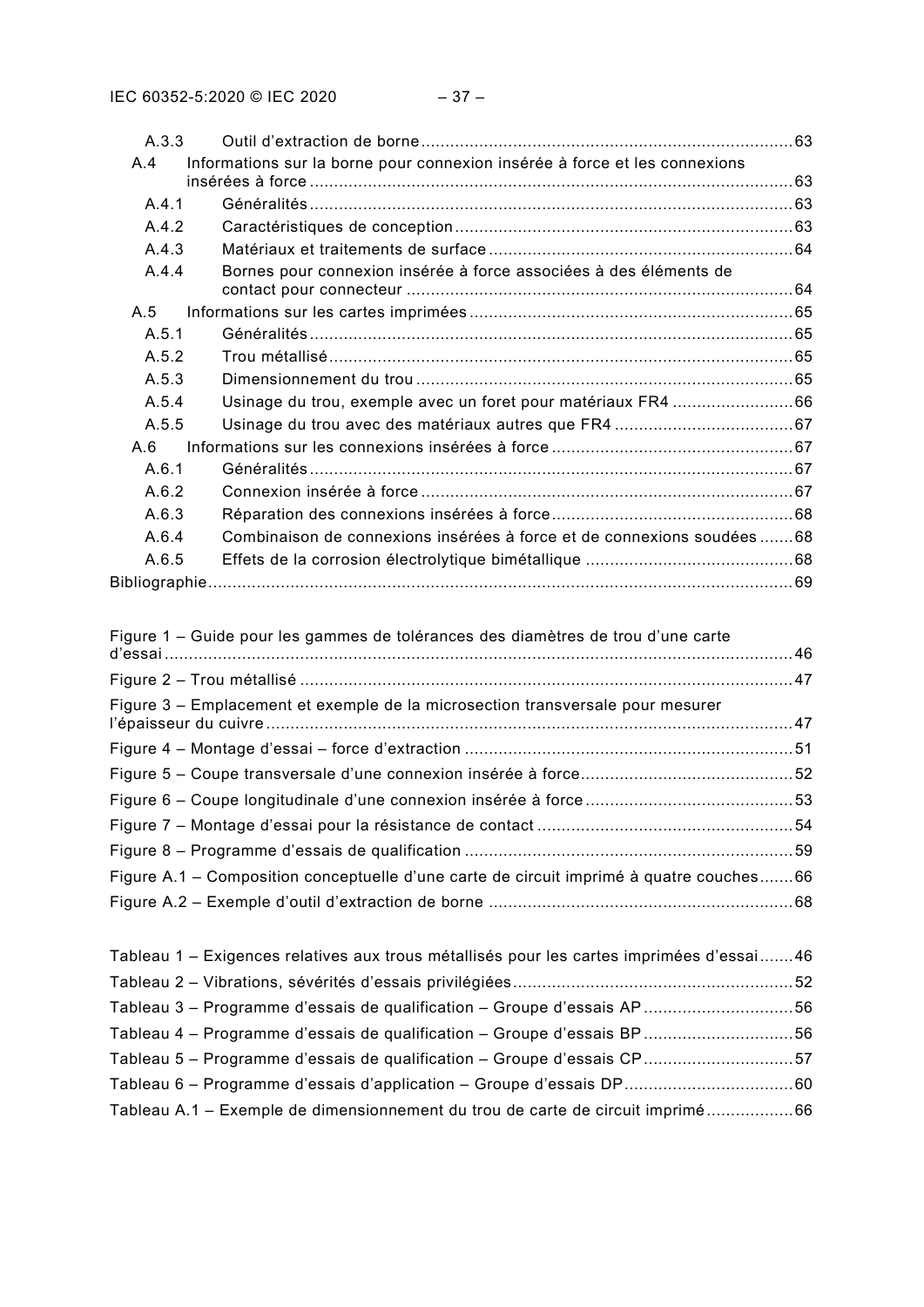A.3.3 Outil d'extraction de borne ............................................................................ 63

A.4 Informations sur la borne pour connexion insérée à force et les connexions insérées à force ................................................................................................... 63

A.4.1 Généralités ................................................................................................... 63

A.4.2 Caractéristiques de conception ..................................................................... 63

A.4.3 Matériaux et traitements de surface .............................................................. 64

A.4.4 Bornes pour connexion insérée à force associées à des éléments de contact pour connecteur ............................................................................... 64

A.5 Informations sur les cartes imprimées .................................................................. 65

A.5.1 Généralités ................................................................................................... 65

A.5.2 Trou métallisé ............................................................................................... 65

A.5.3 Dimensionnement du trou ............................................................................. 65

A.5.4 Usinage du trou, exemple avec un foret pour matériaux FR4 ......................... 66

A.5.5 Usinage du trou avec des matériaux autres que FR4 ..................................... 67

A.6 Informations sur les connexions insérées à force .................................................. 67

A.6.1 Généralités ................................................................................................... 67

A.6.2 Connexion insérée à force ............................................................................ 67

A.6.3 Réparation des connexions insérées à force ................................................. 68

A.6.4 Combinaison de connexions insérées à force et de connexions soudées ....... 68

A.6.5 Effets de la corrosion électrolytique bimétallique ........................................... 68

Bibliographie ........................................................................................................................ 69

Figure 1 – Guide pour les gammes de tolérances des diamètres de trou d'une carte d'essai ................................................................................................................................. 46

Figure 2 – Trou métallisé ...................................................................................................... 47

Figure 3 – Emplacement et exemple de la microsection transversale pour mesurer l'épaisseur du cuivre ............................................................................................................ 47

Figure 4 – Montage d'essai – force d'extraction .................................................................... 51

Figure 5 – Coupe transversale d'une connexion insérée à force ............................................ 52

Figure 6 – Coupe longitudinale d'une connexion insérée à force ........................................... 53

Figure 7 – Montage d'essai pour la résistance de contact ..................................................... 54

Figure 8 – Programme d'essais de qualification .................................................................... 59

Figure A.1 – Composition conceptuelle d'une carte de circuit imprimé à quatre couches ....... 66

Figure A.2 – Exemple d'outil d'extraction de borne ............................................................... 68

Tableau 1 – Exigences relatives aux trous métallisés pour les cartes imprimées d'essai ....... 46

Tableau 2 – Vibrations, sévérités d'essais privilégiées .......................................................... 52

Tableau 3 – Programme d'essais de qualification – Groupe d'essais AP ............................... 56

Tableau 4 – Programme d'essais de qualification – Groupe d'essais BP ............................... 56

Tableau 5 – Programme d'essais de qualification – Groupe d'essais CP ............................... 57

Tableau 6 – Programme d'essais d'application – Groupe d'essais DP ................................... 60

Tableau A.1 – Exemple de dimensionnement du trou de carte de circuit imprimé .................. 66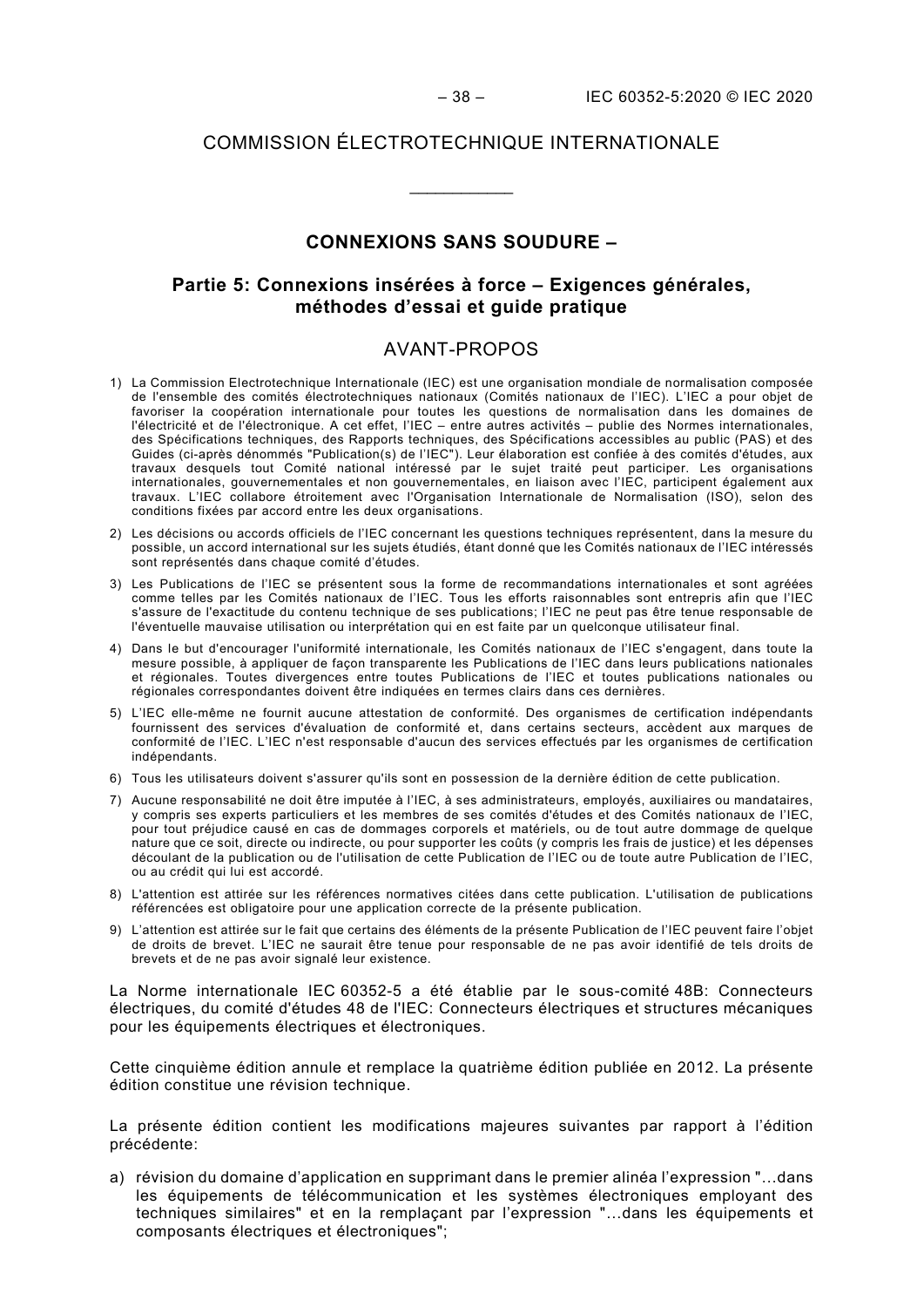COMMISSION ÉLECTROTECHNIQUE INTERNATIONALE

___________

# CONNEXIONS SANS SOUDURE –

## Partie 5: Connexions insérées à force – Exigences générales, méthodes d'essai et guide pratique

## AVANT-PROPOS

1) La Commission Electrotechnique Internationale (IEC) est une organisation mondiale de normalisation composée de l'ensemble des comités électrotechniques nationaux (Comités nationaux de l'IEC). L'IEC a pour objet de favoriser la coopération internationale pour toutes les questions de normalisation dans les domaines de l'électricité et de l'électronique. A cet effet, l'IEC – entre autres activités – publie des Normes internationales, des Spécifications techniques, des Rapports techniques, des Spécifications accessibles au public (PAS) et des Guides (ci-après dénommés "Publication(s) de l'IEC"). Leur élaboration est confiée à des comités d'études, aux travaux desquels tout Comité national intéressé par le sujet traité peut participer. Les organisations internationales, gouvernementales et non gouvernementales, en liaison avec l'IEC, participent également aux travaux. L'IEC collabore étroitement avec l'Organisation Internationale de Normalisation (ISO), selon des conditions fixées par accord entre les deux organisations.

2) Les décisions ou accords officiels de l'IEC concernant les questions techniques représentent, dans la mesure du possible, un accord international sur les sujets étudiés, étant donné que les Comités nationaux de l'IEC intéressés sont représentés dans chaque comité d'études.

3) Les Publications de l'IEC se présentent sous la forme de recommandations internationales et sont agréées comme telles par les Comités nationaux de l'IEC. Tous les efforts raisonnables sont entrepris afin que l'IEC s'assure de l'exactitude du contenu technique de ses publications; l'IEC ne peut pas être tenue responsable de l'éventuelle mauvaise utilisation ou interprétation qui en est faite par un quelconque utilisateur final.

4) Dans le but d'encourager l'uniformité internationale, les Comités nationaux de l'IEC s'engagent, dans toute la mesure possible, à appliquer de façon transparente les Publications de l'IEC dans leurs publications nationales et régionales. Toutes divergences entre toutes Publications de l'IEC et toutes publications nationales ou régionales correspondantes doivent être indiquées en termes clairs dans ces dernières.

5) L'IEC elle-même ne fournit aucune attestation de conformité. Des organismes de certification indépendants fournissent des services d'évaluation de conformité et, dans certains secteurs, accèdent aux marques de conformité de l'IEC. L'IEC n'est responsable d'aucun des services effectués par les organismes de certification indépendants.

6) Tous les utilisateurs doivent s'assurer qu'ils sont en possession de la dernière édition de cette publication.

7) Aucune responsabilité ne doit être imputée à l'IEC, à ses administrateurs, employés, auxiliaires ou mandataires, y compris ses experts particuliers et les membres de ses comités d'études et des Comités nationaux de l'IEC, pour tout préjudice causé en cas de dommages corporels et matériels, ou de tout autre dommage de quelque nature que ce soit, directe ou indirecte, ou pour supporter les coûts (y compris les frais de justice) et les dépenses découlant de la publication ou de l'utilisation de cette Publication de l'IEC ou de toute autre Publication de l'IEC, ou au crédit qui lui est accordé.

8) L'attention est attirée sur les références normatives citées dans cette publication. L'utilisation de publications référencées est obligatoire pour une application correcte de la présente publication.

9) L'attention est attirée sur le fait que certains des éléments de la présente Publication de l'IEC peuvent faire l'objet de droits de brevet. L'IEC ne saurait être tenue pour responsable de ne pas avoir identifié de tels droits de brevets et de ne pas avoir signalé leur existence.

La Norme internationale IEC 60352-5 a été établie par le sous-comité 48B: Connecteurs électriques, du comité d'études 48 de l'IEC: Connecteurs électriques et structures mécaniques pour les équipements électriques et électroniques.

Cette cinquième édition annule et remplace la quatrième édition publiée en 2012. La présente édition constitue une révision technique.

La présente édition contient les modifications majeures suivantes par rapport à l'édition précédente:

a) révision du domaine d'application en supprimant dans le premier alinéa l'expression "…dans les équipements de télécommunication et les systèmes électroniques employant des techniques similaires" et en la remplaçant par l'expression "…dans les équipements et composants électriques et électroniques";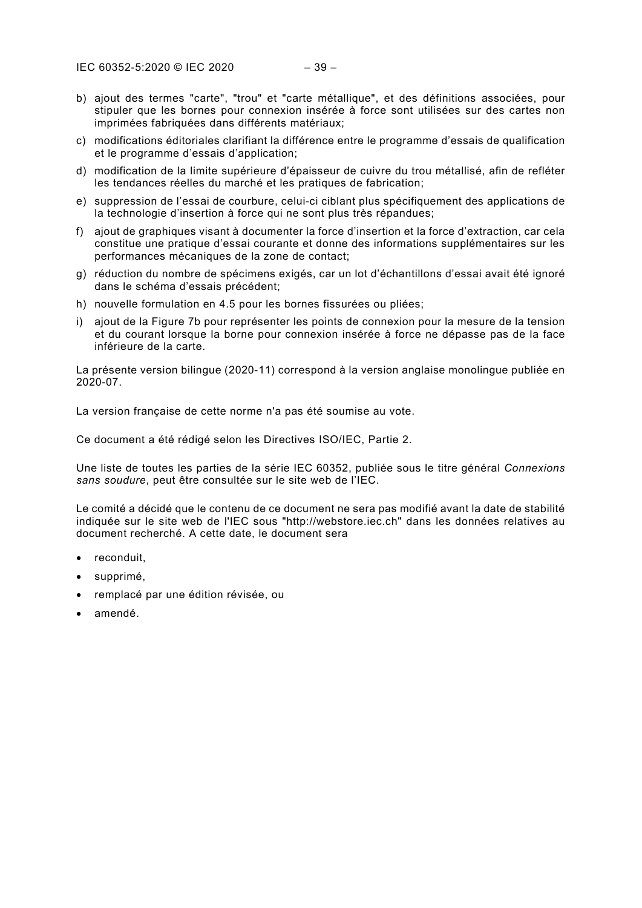b) ajout des termes "carte", "trou" et "carte métallique", et des définitions associées, pour stipuler que les bornes pour connexion insérée à force sont utilisées sur des cartes non imprimées fabriquées dans différents matériaux;
c) modifications éditoriales clarifiant la différence entre le programme d'essais de qualification et le programme d'essais d'application;
d) modification de la limite supérieure d'épaisseur de cuivre du trou métallisé, afin de refléter les tendances réelles du marché et les pratiques de fabrication;
e) suppression de l'essai de courbure, celui-ci ciblant plus spécifiquement des applications de la technologie d'insertion à force qui ne sont plus très répandues;
f) ajout de graphiques visant à documenter la force d'insertion et la force d'extraction, car cela constitue une pratique d'essai courante et donne des informations supplémentaires sur les performances mécaniques de la zone de contact;
g) réduction du nombre de spécimens exigés, car un lot d'échantillons d'essai avait été ignoré dans le schéma d'essais précédent;
h) nouvelle formulation en 4.5 pour les bornes fissurées ou pliées;
i) ajout de la Figure 7b pour représenter les points de connexion pour la mesure de la tension et du courant lorsque la borne pour connexion insérée à force ne dépasse pas de la face inférieure de la carte.

La présente version bilingue (2020-11) correspond à la version anglaise monolingue publiée en 2020-07.

La version française de cette norme n'a pas été soumise au vote.

Ce document a été rédigé selon les Directives ISO/IEC, Partie 2.

Une liste de toutes les parties de la série IEC 60352, publiée sous le titre général *Connexions sans soudure*, peut être consultée sur le site web de l'IEC.

Le comité a décidé que le contenu de ce document ne sera pas modifié avant la date de stabilité indiquée sur le site web de l'IEC sous "http://webstore.iec.ch" dans les données relatives au document recherché. A cette date, le document sera

- reconduit,
- supprimé,
- remplacé par une édition révisée, ou
- amendé.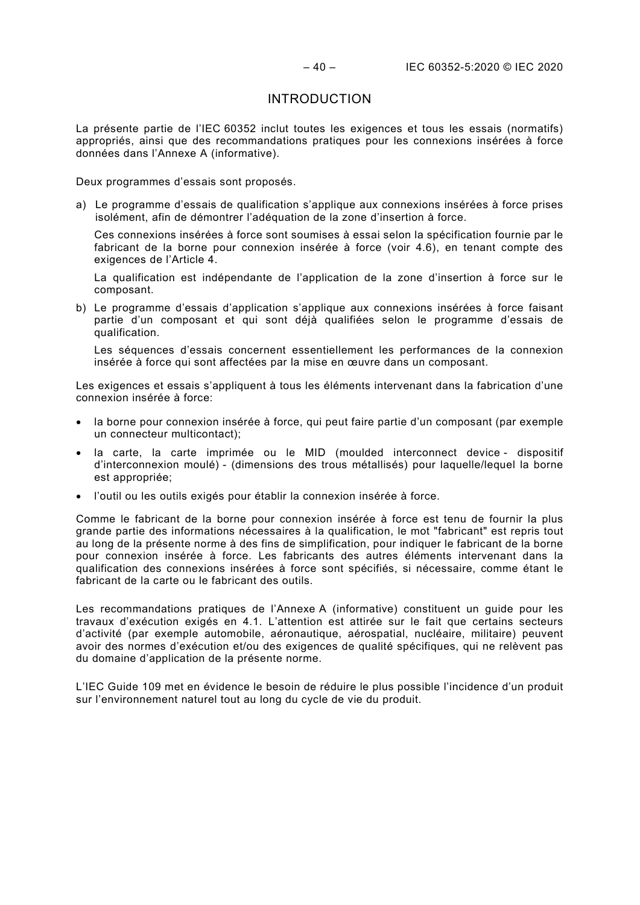# INTRODUCTION

La présente partie de l'IEC 60352 inclut toutes les exigences et tous les essais (normatifs) appropriés, ainsi que des recommandations pratiques pour les connexions insérées à force données dans l'Annexe A (informative).

Deux programmes d'essais sont proposés.

a) Le programme d'essais de qualification s'applique aux connexions insérées à force prises isolément, afin de démontrer l'adéquation de la zone d'insertion à force.

   Ces connexions insérées à force sont soumises à essai selon la spécification fournie par le fabricant de la borne pour connexion insérée à force (voir 4.6), en tenant compte des exigences de l'Article 4.

   La qualification est indépendante de l'application de la zone d'insertion à force sur le composant.

b) Le programme d'essais d'application s'applique aux connexions insérées à force faisant partie d'un composant et qui sont déjà qualifiées selon le programme d'essais de qualification.

   Les séquences d'essais concernent essentiellement les performances de la connexion insérée à force qui sont affectées par la mise en œuvre dans un composant.

Les exigences et essais s'appliquent à tous les éléments intervenant dans la fabrication d'une connexion insérée à force:

- la borne pour connexion insérée à force, qui peut faire partie d'un composant (par exemple un connecteur multicontact);
- la carte, la carte imprimée ou le MID (moulded interconnect device - dispositif d'interconnexion moulé) - (dimensions des trous métallisés) pour laquelle/lequel la borne est appropriée;
- l'outil ou les outils exigés pour établir la connexion insérée à force.

Comme le fabricant de la borne pour connexion insérée à force est tenu de fournir la plus grande partie des informations nécessaires à la qualification, le mot "fabricant" est repris tout au long de la présente norme à des fins de simplification, pour indiquer le fabricant de la borne pour connexion insérée à force. Les fabricants des autres éléments intervenant dans la qualification des connexions insérées à force sont spécifiés, si nécessaire, comme étant le fabricant de la carte ou le fabricant des outils.

Les recommandations pratiques de l'Annexe A (informative) constituent un guide pour les travaux d'exécution exigés en 4.1. L'attention est attirée sur le fait que certains secteurs d'activité (par exemple automobile, aéronautique, aérospatial, nucléaire, militaire) peuvent avoir des normes d'exécution et/ou des exigences de qualité spécifiques, qui ne relèvent pas du domaine d'application de la présente norme.

L'IEC Guide 109 met en évidence le besoin de réduire le plus possible l'incidence d'un produit sur l'environnement naturel tout au long du cycle de vie du produit.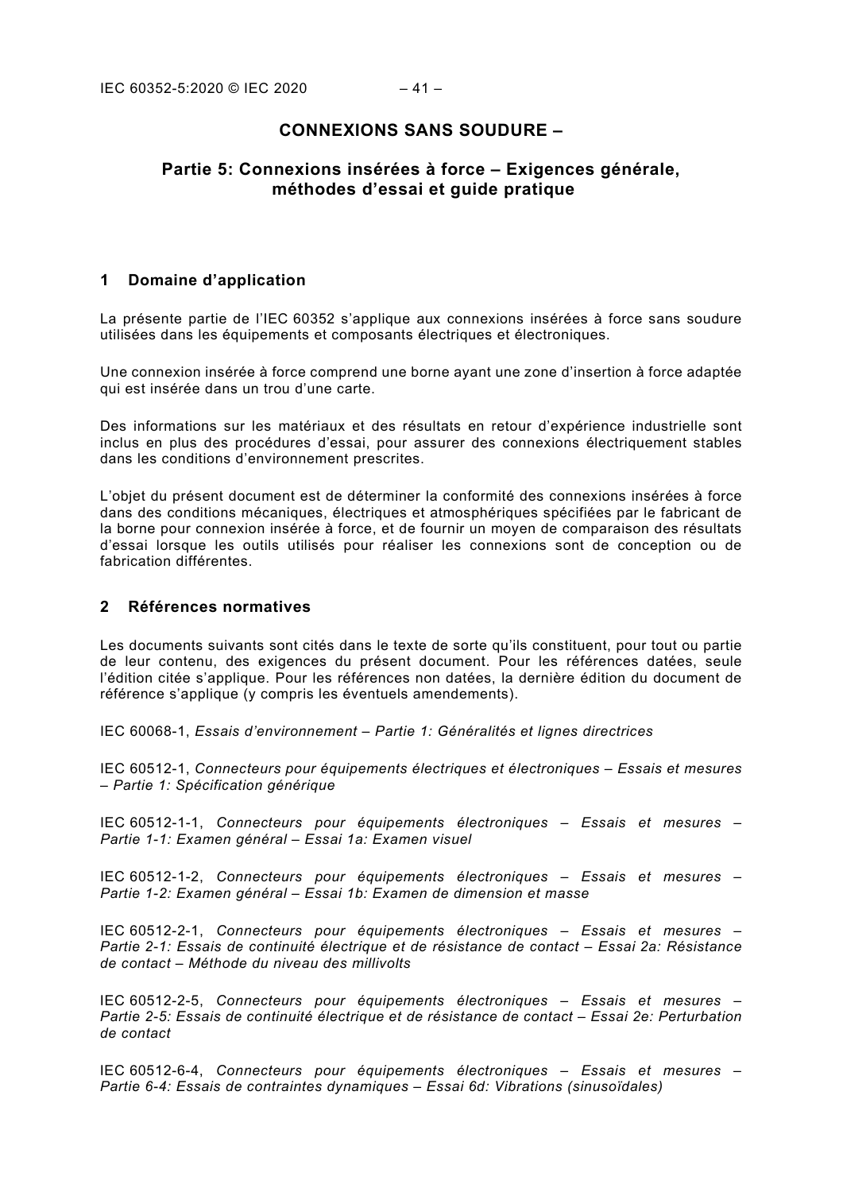# CONNEXIONS SANS SOUDURE –

## Partie 5: Connexions insérées à force – Exigences générale, méthodes d'essai et guide pratique

## 1 Domaine d'application

La présente partie de l'IEC 60352 s'applique aux connexions insérées à force sans soudure utilisées dans les équipements et composants électriques et électroniques.

Une connexion insérée à force comprend une borne ayant une zone d'insertion à force adaptée qui est insérée dans un trou d'une carte.

Des informations sur les matériaux et des résultats en retour d'expérience industrielle sont inclus en plus des procédures d'essai, pour assurer des connexions électriquement stables dans les conditions d'environnement prescrites.

L'objet du présent document est de déterminer la conformité des connexions insérées à force dans des conditions mécaniques, électriques et atmosphériques spécifiées par le fabricant de la borne pour connexion insérée à force, et de fournir un moyen de comparaison des résultats d'essai lorsque les outils utilisés pour réaliser les connexions sont de conception ou de fabrication différentes.

## 2 Références normatives

Les documents suivants sont cités dans le texte de sorte qu'ils constituent, pour tout ou partie de leur contenu, des exigences du présent document. Pour les références datées, seule l'édition citée s'applique. Pour les références non datées, la dernière édition du document de référence s'applique (y compris les éventuels amendements).

IEC 60068-1, *Essais d'environnement – Partie 1: Généralités et lignes directrices*

IEC 60512-1, *Connecteurs pour équipements électriques et électroniques – Essais et mesures – Partie 1: Spécification générique*

IEC 60512-1-1, *Connecteurs pour équipements électroniques – Essais et mesures – Partie 1-1: Examen général – Essai 1a: Examen visuel*

IEC 60512-1-2, *Connecteurs pour équipements électroniques – Essais et mesures – Partie 1-2: Examen général – Essai 1b: Examen de dimension et masse*

IEC 60512-2-1, *Connecteurs pour équipements électroniques – Essais et mesures – Partie 2-1: Essais de continuité électrique et de résistance de contact – Essai 2a: Résistance de contact – Méthode du niveau des millivolts*

IEC 60512-2-5, *Connecteurs pour équipements électroniques – Essais et mesures – Partie 2-5: Essais de continuité électrique et de résistance de contact – Essai 2e: Perturbation de contact*

IEC 60512-6-4, *Connecteurs pour équipements électroniques – Essais et mesures – Partie 6-4: Essais de contraintes dynamiques – Essai 6d: Vibrations (sinusoïdales)*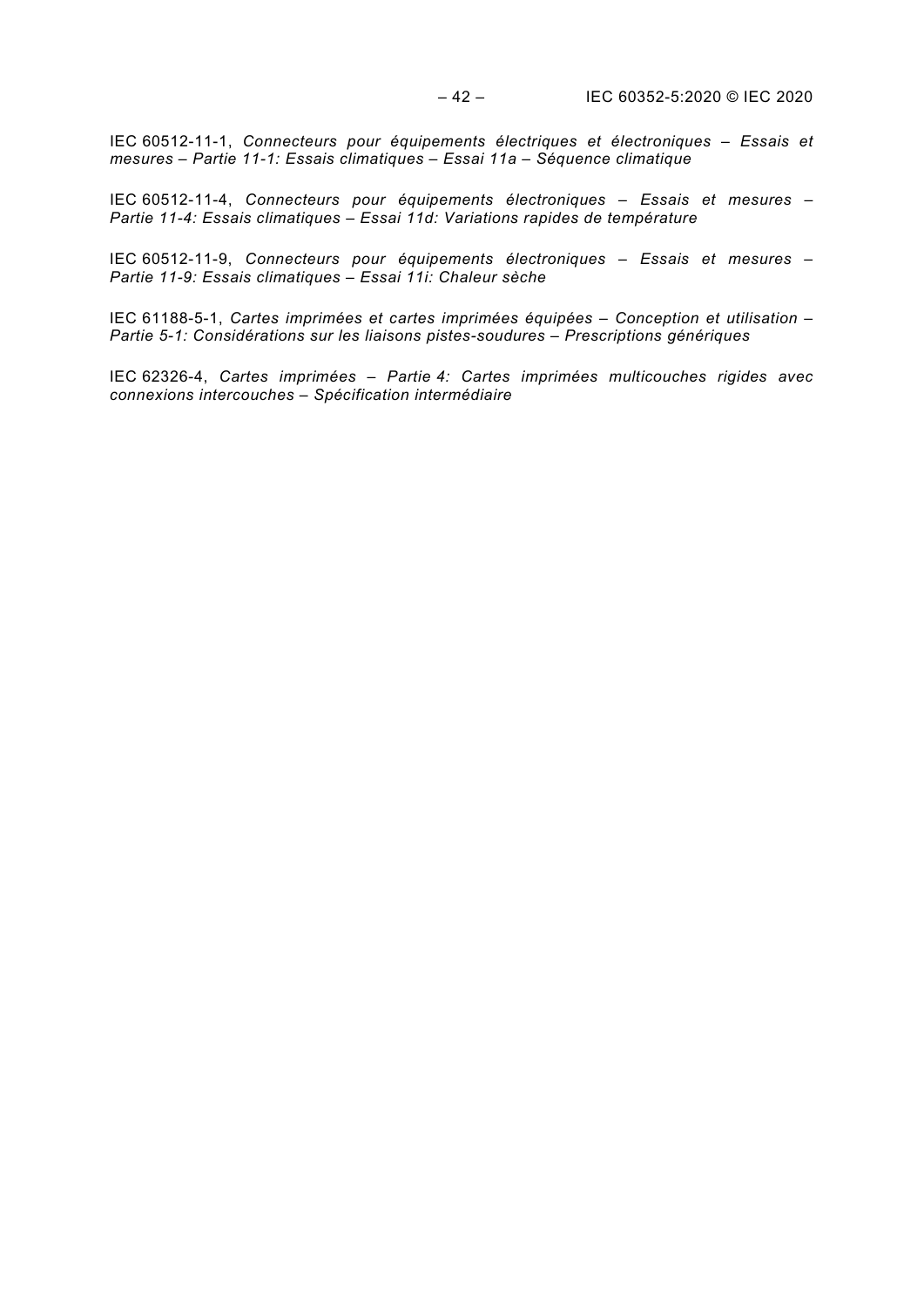IEC 60512-11-1, *Connecteurs pour équipements électriques et électroniques – Essais et mesures – Partie 11-1: Essais climatiques – Essai 11a – Séquence climatique*

IEC 60512-11-4, *Connecteurs pour équipements électroniques – Essais et mesures – Partie 11-4: Essais climatiques – Essai 11d: Variations rapides de température*

IEC 60512-11-9, *Connecteurs pour équipements électroniques – Essais et mesures – Partie 11-9: Essais climatiques – Essai 11i: Chaleur sèche*

IEC 61188-5-1, *Cartes imprimées et cartes imprimées équipées – Conception et utilisation – Partie 5-1: Considérations sur les liaisons pistes-soudures – Prescriptions génériques*

IEC 62326-4, *Cartes imprimées – Partie 4: Cartes imprimées multicouches rigides avec connexions intercouches – Spécification intermédiaire*